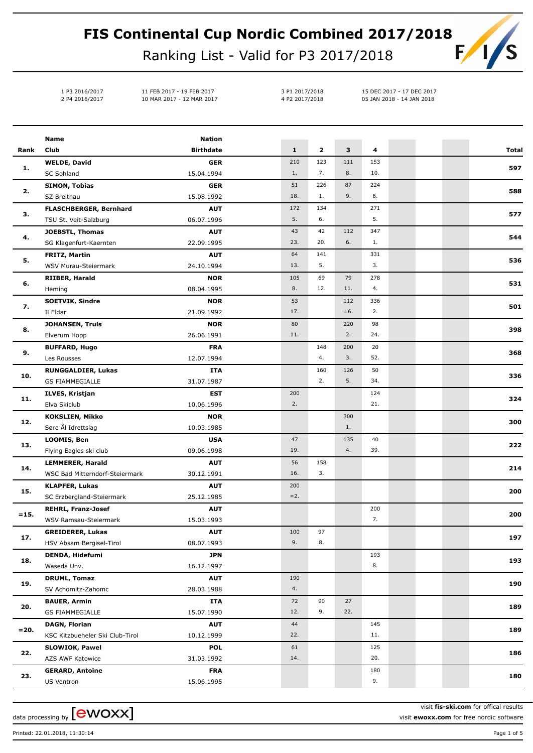# FIS Continental Cup Nordic Combined 2017/2018

## Ranking List - Valid for P3 2017/2018

| | | | |
|---|---|---|---|
| 1 P3 2016/2017 | 11 FEB 2017 - 19 FEB 2017 | 3 P1 2017/2018 | 15 DEC 2017 - 17 DEC 2017 |
| 2 P4 2016/2017 | 10 MAR 2017 - 12 MAR 2017 | 4 P2 2017/2018 | 05 JAN 2018 - 14 JAN 2018 |

| Rank | Name / Club | Nation / Birthdate | 1 | 2 | 3 | 4 | Total |
|---|---|---|---|---|---|---|---|
| 1. | **WELDE, David** | **GER** | 210 | 123 | 111 | 153 | **597** |
| | SC Sohland | 15.04.1994 | 1. | 7. | 8. | 10. | |
| 2. | **SIMON, Tobias** | **GER** | 51 | 226 | 87 | 224 | **588** |
| | SZ Breitnau | 15.08.1992 | 18. | 1. | 9. | 6. | |
| 3. | **FLASCHBERGER, Bernhard** | **AUT** | 172 | 134 | | 271 | **577** |
| | TSU St. Veit-Salzburg | 06.07.1996 | 5. | 6. | | 5. | |
| 4. | **JOEBSTL, Thomas** | **AUT** | 43 | 42 | 112 | 347 | **544** |
| | SG Klagenfurt-Kaernten | 22.09.1995 | 23. | 20. | 6. | 1. | |
| 5. | **FRITZ, Martin** | **AUT** | 64 | 141 | | 331 | **536** |
| | WSV Murau-Steiermark | 24.10.1994 | 13. | 5. | | 3. | |
| 6. | **RIIBER, Harald** | **NOR** | 105 | 69 | 79 | 278 | **531** |
| | Heming | 08.04.1995 | 8. | 12. | 11. | 4. | |
| 7. | **SOETVIK, Sindre** | **NOR** | 53 | | 112 | 336 | **501** |
| | Il Eldar | 21.09.1992 | 17. | | =6. | 2. | |
| 8. | **JOHANSEN, Truls** | **NOR** | 80 | | 220 | 98 | **398** |
| | Elverum Hopp | 26.06.1991 | 11. | | 2. | 24. | |
| 9. | **BUFFARD, Hugo** | **FRA** | | 148 | 200 | 20 | **368** |
| | Les Rousses | 12.07.1994 | | 4. | 3. | 52. | |
| 10. | **RUNGGALDIER, Lukas** | **ITA** | | 160 | 126 | 50 | **336** |
| | GS FIAMMEGIALLE | 31.07.1987 | | 2. | 5. | 34. | |
| 11. | **ILVES, Kristjan** | **EST** | 200 | | | 124 | **324** |
| | Elva Skiclub | 10.06.1996 | 2. | | | 21. | |
| 12. | **KOKSLIEN, Mikko** | **NOR** | | | 300 | | **300** |
| | Søre Ål Idrettslag | 10.03.1985 | | | 1. | | |
| 13. | **LOOMIS, Ben** | **USA** | 47 | | 135 | 40 | **222** |
| | Flying Eagles ski club | 09.06.1998 | 19. | | 4. | 39. | |
| 14. | **LEMMERER, Harald** | **AUT** | 56 | 158 | | | **214** |
| | WSC Bad Mitterndorf-Steiermark | 30.12.1991 | 16. | 3. | | | |
| 15. | **KLAPFER, Lukas** | **AUT** | 200 | | | | **200** |
| | SC Erzbergland-Steiermark | 25.12.1985 | =2. | | | | |
| =15. | **REHRL, Franz-Josef** | **AUT** | | | | 200 | **200** |
| | WSV Ramsau-Steiermark | 15.03.1993 | | | | 7. | |
| 17. | **GREIDERER, Lukas** | **AUT** | 100 | 97 | | | **197** |
| | HSV Absam Bergisel-Tirol | 08.07.1993 | 9. | 8. | | | |
| 18. | **DENDA, Hidefumi** | **JPN** | | | | 193 | **193** |
| | Waseda Unv. | 16.12.1997 | | | | 8. | |
| 19. | **DRUML, Tomaz** | **AUT** | 190 | | | | **190** |
| | SV Achomitz-Zahomc | 28.03.1988 | 4. | | | | |
| 20. | **BAUER, Armin** | **ITA** | 72 | 90 | 27 | | **189** |
| | GS FIAMMEGIALLE | 15.07.1990 | 12. | 9. | 22. | | |
| =20. | **DAGN, Florian** | **AUT** | 44 | | | 145 | **189** |
| | KSC Kitzbueheler Ski Club-Tirol | 10.12.1999 | 22. | | | 11. | |
| 22. | **SLOWIOK, Pawel** | **POL** | 61 | | | 125 | **186** |
| | AZS AWF Katowice | 31.03.1992 | 14. | | | 20. | |
| 23. | **GERARD, Antoine** | **FRA** | | | | 180 | **180** |
| | US Ventron | 15.06.1995 | | | | 9. | |

data processing by [ewoxx]

visit **fis-ski.com** for offical results
visit **ewoxx.com** for free nordic software

Printed: 22.01.2018, 11:30:14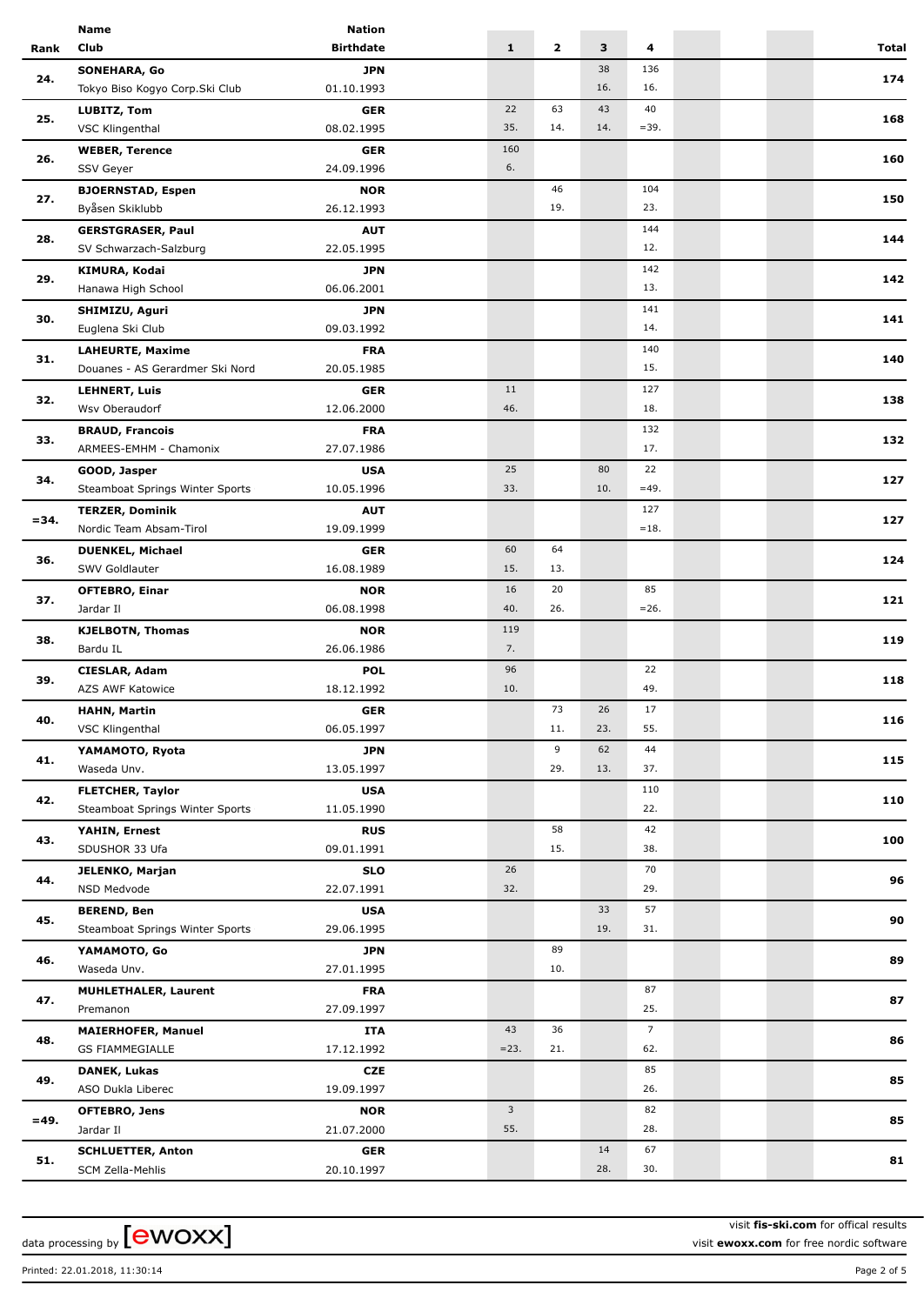| Rank | Name / Club | Nation / Birthdate | 1 | 2 | 3 | 4 | | | Total |
|---|---|---|---|---|---|---|---|---|---|
| 24. | **SONEHARA, Go**<br>Tokyo Biso Kogyo Corp.Ski Club | **JPN**<br>01.10.1993 | | | 38<br>16. | 136<br>16. | | | **174** |
| 25. | **LUBITZ, Tom**<br>VSC Klingenthal | **GER**<br>08.02.1995 | 22<br>35. | 63<br>14. | 43<br>14. | 40<br>=39. | | | **168** |
| 26. | **WEBER, Terence**<br>SSV Geyer | **GER**<br>24.09.1996 | 160<br>6. | | | | | | **160** |
| 27. | **BJOERNSTAD, Espen**<br>Byåsen Skiklubb | **NOR**<br>26.12.1993 | | 46<br>19. | | 104<br>23. | | | **150** |
| 28. | **GERSTGRASER, Paul**<br>SV Schwarzach-Salzburg | **AUT**<br>22.05.1995 | | | | 144<br>12. | | | **144** |
| 29. | **KIMURA, Kodai**<br>Hanawa High School | **JPN**<br>06.06.2001 | | | | 142<br>13. | | | **142** |
| 30. | **SHIMIZU, Aguri**<br>Euglena Ski Club | **JPN**<br>09.03.1992 | | | | 141<br>14. | | | **141** |
| 31. | **LAHEURTE, Maxime**<br>Douanes - AS Gerardmer Ski Nord | **FRA**<br>20.05.1985 | | | | 140<br>15. | | | **140** |
| 32. | **LEHNERT, Luis**<br>Wsv Oberaudorf | **GER**<br>12.06.2000 | 11<br>46. | | | 127<br>18. | | | **138** |
| 33. | **BRAUD, Francois**<br>ARMEES-EMHM - Chamonix | **FRA**<br>27.07.1986 | | | | 132<br>17. | | | **132** |
| 34. | **GOOD, Jasper**<br>Steamboat Springs Winter Sports | **USA**<br>10.05.1996 | 25<br>33. | | 80<br>10. | 22<br>=49. | | | **127** |
| =34. | **TERZER, Dominik**<br>Nordic Team Absam-Tirol | **AUT**<br>19.09.1999 | | | | 127<br>=18. | | | **127** |
| 36. | **DUENKEL, Michael**<br>SWV Goldlauter | **GER**<br>16.08.1989 | 60<br>15. | 64<br>13. | | | | | **124** |
| 37. | **OFTEBRO, Einar**<br>Jardar Il | **NOR**<br>06.08.1998 | 16<br>40. | 20<br>26. | | 85<br>=26. | | | **121** |
| 38. | **KJELBOTN, Thomas**<br>Bardu IL | **NOR**<br>26.06.1986 | 119<br>7. | | | | | | **119** |
| 39. | **CIESLAR, Adam**<br>AZS AWF Katowice | **POL**<br>18.12.1992 | 96<br>10. | | | 22<br>49. | | | **118** |
| 40. | **HAHN, Martin**<br>VSC Klingenthal | **GER**<br>06.05.1997 | | 73<br>11. | 26<br>23. | 17<br>55. | | | **116** |
| 41. | **YAMAMOTO, Ryota**<br>Waseda Unv. | **JPN**<br>13.05.1997 | | 9<br>29. | 62<br>13. | 44<br>37. | | | **115** |
| 42. | **FLETCHER, Taylor**<br>Steamboat Springs Winter Sports | **USA**<br>11.05.1990 | | | | 110<br>22. | | | **110** |
| 43. | **YAHIN, Ernest**<br>SDUSHOR 33 Ufa | **RUS**<br>09.01.1991 | | 58<br>15. | | 42<br>38. | | | **100** |
| 44. | **JELENKO, Marjan**<br>NSD Medvode | **SLO**<br>22.07.1991 | 26<br>32. | | | 70<br>29. | | | **96** |
| 45. | **BEREND, Ben**<br>Steamboat Springs Winter Sports | **USA**<br>29.06.1995 | | | 33<br>19. | 57<br>31. | | | **90** |
| 46. | **YAMAMOTO, Go**<br>Waseda Unv. | **JPN**<br>27.01.1995 | | 89<br>10. | | | | | **89** |
| 47. | **MUHLETHALER, Laurent**<br>Premanon | **FRA**<br>27.09.1997 | | | | 87<br>25. | | | **87** |
| 48. | **MAIERHOFER, Manuel**<br>GS FIAMMEGIALLE | **ITA**<br>17.12.1992 | 43<br>=23. | 36<br>21. | | 7<br>62. | | | **86** |
| 49. | **DANEK, Lukas**<br>ASO Dukla Liberec | **CZE**<br>19.09.1997 | | | | 85<br>26. | | | **85** |
| =49. | **OFTEBRO, Jens**<br>Jardar Il | **NOR**<br>21.07.2000 | 3<br>55. | | | 82<br>28. | | | **85** |
| 51. | **SCHLUETTER, Anton**<br>SCM Zella-Mehlis | **GER**<br>20.10.1997 | | | 14<br>28. | 67<br>30. | | | **81** |

data processing by [ewoxx]

visit **fis-ski.com** for offical results
visit **ewoxx.com** for free nordic software

Printed: 22.01.2018, 11:30:14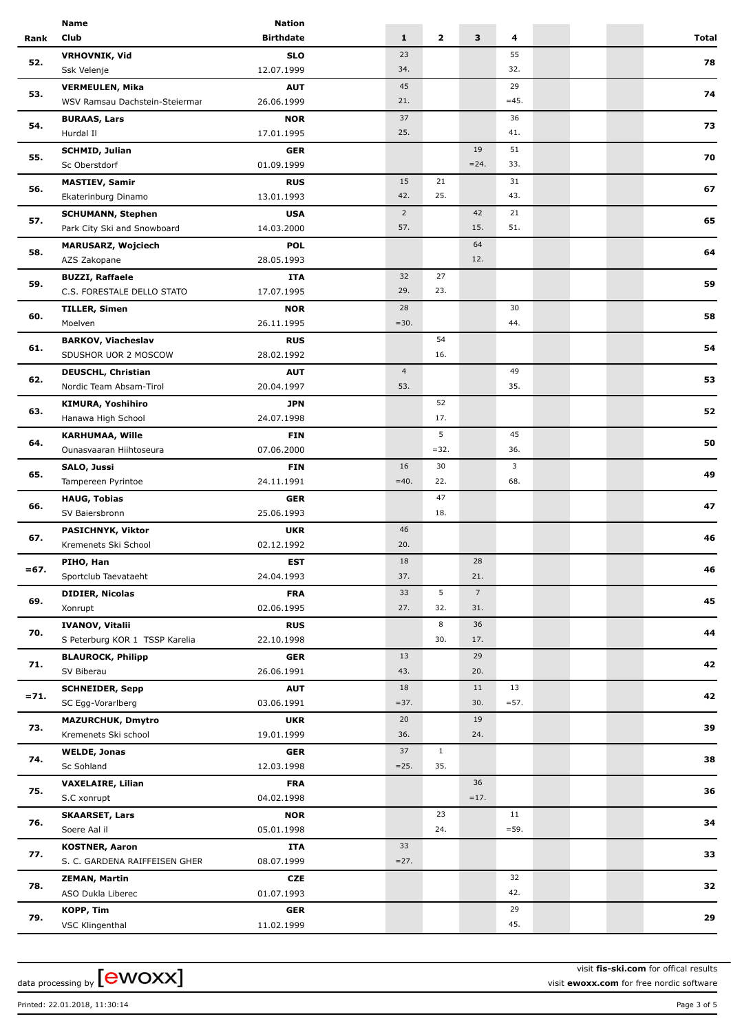| Rank | Name / Club | Nation / Birthdate | 1 | 2 | 3 | 4 | | | Total |
|---|---|---|---|---|---|---|---|---|---|
| 52. | **VRHOVNIK, Vid** | **SLO** | 23 | | | 55 | | | 78 |
| | Ssk Velenje | 12.07.1999 | 34. | | | 32. | | | |
| 53. | **VERMEULEN, Mika** | **AUT** | 45 | | | 29 | | | 74 |
| | WSV Ramsau Dachstein-Steiermar | 26.06.1999 | 21. | | | =45. | | | |
| 54. | **BURAAS, Lars** | **NOR** | 37 | | | 36 | | | 73 |
| | Hurdal Il | 17.01.1995 | 25. | | | 41. | | | |
| 55. | **SCHMID, Julian** | **GER** | | | 19 | 51 | | | 70 |
| | Sc Oberstdorf | 01.09.1999 | | | =24. | 33. | | | |
| 56. | **MASTIEV, Samir** | **RUS** | 15 | 21 | | 31 | | | 67 |
| | Ekaterinburg Dinamo | 13.01.1993 | 42. | 25. | | 43. | | | |
| 57. | **SCHUMANN, Stephen** | **USA** | 2 | | 42 | 21 | | | 65 |
| | Park City Ski and Snowboard | 14.03.2000 | 57. | | 15. | 51. | | | |
| 58. | **MARUSARZ, Wojciech** | **POL** | | | 64 | | | | 64 |
| | AZS Zakopane | 28.05.1993 | | | 12. | | | | |
| 59. | **BUZZI, Raffaele** | **ITA** | 32 | 27 | | | | | 59 |
| | C.S. FORESTALE DELLO STATO | 17.07.1995 | 29. | 23. | | | | | |
| 60. | **TILLER, Simen** | **NOR** | 28 | | | 30 | | | 58 |
| | Moelven | 26.11.1995 | =30. | | | 44. | | | |
| 61. | **BARKOV, Viacheslav** | **RUS** | | 54 | | | | | 54 |
| | SDUSHOR UOR 2 MOSCOW | 28.02.1992 | | 16. | | | | | |
| 62. | **DEUSCHL, Christian** | **AUT** | 4 | | | 49 | | | 53 |
| | Nordic Team Absam-Tirol | 20.04.1997 | 53. | | | 35. | | | |
| 63. | **KIMURA, Yoshihiro** | **JPN** | | 52 | | | | | 52 |
| | Hanawa High School | 24.07.1998 | | 17. | | | | | |
| 64. | **KARHUMAA, Wille** | **FIN** | | 5 | | 45 | | | 50 |
| | Ounasvaaran Hiihtoseura | 07.06.2000 | | =32. | | 36. | | | |
| 65. | **SALO, Jussi** | **FIN** | 16 | 30 | | 3 | | | 49 |
| | Tampereen Pyrintoe | 24.11.1991 | =40. | 22. | | 68. | | | |
| 66. | **HAUG, Tobias** | **GER** | | 47 | | | | | 47 |
| | SV Baiersbronn | 25.06.1993 | | 18. | | | | | |
| 67. | **PASICHNYK, Viktor** | **UKR** | 46 | | | | | | 46 |
| | Kremenets Ski School | 02.12.1992 | 20. | | | | | | |
| =67. | **PIHO, Han** | **EST** | 18 | | 28 | | | | 46 |
| | Sportclub Taevataeht | 24.04.1993 | 37. | | 21. | | | | |
| 69. | **DIDIER, Nicolas** | **FRA** | 33 | 5 | 7 | | | | 45 |
| | Xonrupt | 02.06.1995 | 27. | 32. | 31. | | | | |
| 70. | **IVANOV, Vitalii** | **RUS** | | 8 | 36 | | | | 44 |
| | S Peterburg KOR 1 TSSP Karelia | 22.10.1998 | | 30. | 17. | | | | |
| 71. | **BLAUROCK, Philipp** | **GER** | 13 | | 29 | | | | 42 |
| | SV Biberau | 26.06.1991 | 43. | | 20. | | | | |
| =71. | **SCHNEIDER, Sepp** | **AUT** | 18 | | 11 | 13 | | | 42 |
| | SC Egg-Vorarlberg | 03.06.1991 | =37. | | 30. | =57. | | | |
| 73. | **MAZURCHUK, Dmytro** | **UKR** | 20 | | 19 | | | | 39 |
| | Kremenets Ski school | 19.01.1999 | 36. | | 24. | | | | |
| 74. | **WELDE, Jonas** | **GER** | 37 | 1 | | | | | 38 |
| | Sc Sohland | 12.03.1998 | =25. | 35. | | | | | |
| 75. | **VAXELAIRE, Lilian** | **FRA** | | | 36 | | | | 36 |
| | S.C xonrupt | 04.02.1998 | | | =17. | | | | |
| 76. | **SKAARSET, Lars** | **NOR** | | 23 | | 11 | | | 34 |
| | Soere Aal il | 05.01.1998 | | 24. | | =59. | | | |
| 77. | **KOSTNER, Aaron** | **ITA** | 33 | | | | | | 33 |
| | S. C. GARDENA RAIFFEISEN GHER | 08.07.1999 | =27. | | | | | | |
| 78. | **ZEMAN, Martin** | **CZE** | | | | 32 | | | 32 |
| | ASO Dukla Liberec | 01.07.1993 | | | | 42. | | | |
| 79. | **KOPP, Tim** | **GER** | | | | 29 | | | 29 |
| | VSC Klingenthal | 11.02.1999 | | | | 45. | | | |

data processing by [ewoxx]

visit **fis-ski.com** for offical results
visit **ewoxx.com** for free nordic software

Printed: 22.01.2018, 11:30:14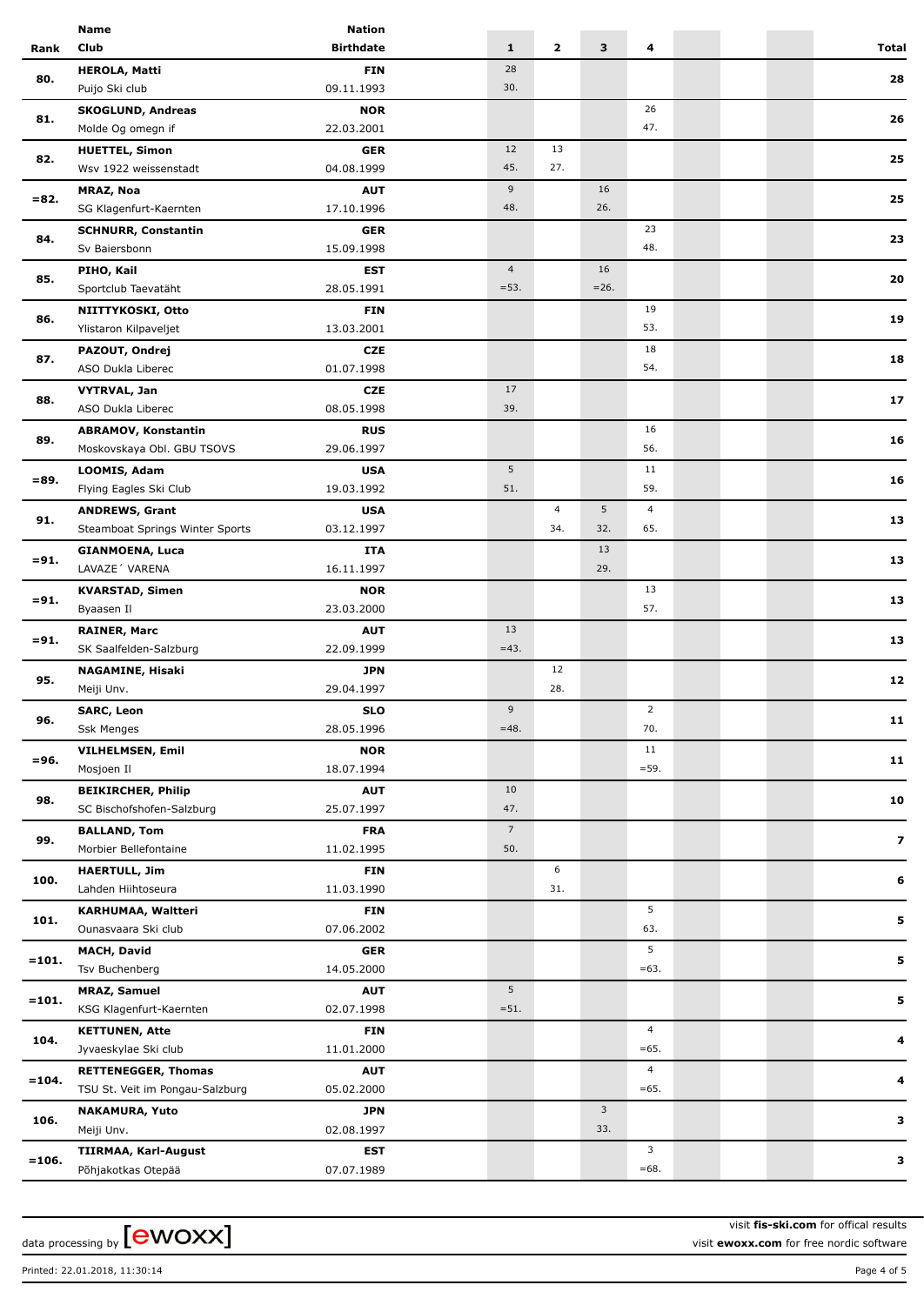| Rank | Name / Club | Nation / Birthdate | 1 | 2 | 3 | 4 | | | Total |
|---|---|---|---|---|---|---|---|---|---|
| 80. | **HEROLA, Matti**<br>Puijo Ski club | **FIN**<br>09.11.1993 | 28<br>30. | | | | | | **28** |
| 81. | **SKOGLUND, Andreas**<br>Molde Og omegn if | **NOR**<br>22.03.2001 | | | | 26<br>47. | | | **26** |
| 82. | **HUETTEL, Simon**<br>Wsv 1922 weissenstadt | **GER**<br>04.08.1999 | 12<br>45. | 13<br>27. | | | | | **25** |
| =82. | **MRAZ, Noa**<br>SG Klagenfurt-Kaernten | **AUT**<br>17.10.1996 | 9<br>48. | | 16<br>26. | | | | **25** |
| 84. | **SCHNURR, Constantin**<br>Sv Baiersbonn | **GER**<br>15.09.1998 | | | | 23<br>48. | | | **23** |
| 85. | **PIHO, Kail**<br>Sportclub Taevatäht | **EST**<br>28.05.1991 | 4<br>=53. | | 16<br>=26. | | | | **20** |
| 86. | **NIITTYKOSKI, Otto**<br>Ylistaron Kilpaveljet | **FIN**<br>13.03.2001 | | | | 19<br>53. | | | **19** |
| 87. | **PAZOUT, Ondrej**<br>ASO Dukla Liberec | **CZE**<br>01.07.1998 | | | | 18<br>54. | | | **18** |
| 88. | **VYTRVAL, Jan**<br>ASO Dukla Liberec | **CZE**<br>08.05.1998 | 17<br>39. | | | | | | **17** |
| 89. | **ABRAMOV, Konstantin**<br>Moskovskaya Obl. GBU TSOVS | **RUS**<br>29.06.1997 | | | | 16<br>56. | | | **16** |
| =89. | **LOOMIS, Adam**<br>Flying Eagles Ski Club | **USA**<br>19.03.1992 | 5<br>51. | | | 11<br>59. | | | **16** |
| 91. | **ANDREWS, Grant**<br>Steamboat Springs Winter Sports | **USA**<br>03.12.1997 | | 4<br>34. | 5<br>32. | 4<br>65. | | | **13** |
| =91. | **GIANMOENA, Luca**<br>LAVAZE´ VARENA | **ITA**<br>16.11.1997 | | | 13<br>29. | | | | **13** |
| =91. | **KVARSTAD, Simen**<br>Byaasen Il | **NOR**<br>23.03.2000 | | | | 13<br>57. | | | **13** |
| =91. | **RAINER, Marc**<br>SK Saalfelden-Salzburg | **AUT**<br>22.09.1999 | 13<br>=43. | | | | | | **13** |
| 95. | **NAGAMINE, Hisaki**<br>Meiji Unv. | **JPN**<br>29.04.1997 | | 12<br>28. | | | | | **12** |
| 96. | **SARC, Leon**<br>Ssk Menges | **SLO**<br>28.05.1996 | 9<br>=48. | | | 2<br>70. | | | **11** |
| =96. | **VILHELMSEN, Emil**<br>Mosjoen Il | **NOR**<br>18.07.1994 | | | | 11<br>=59. | | | **11** |
| 98. | **BEIKIRCHER, Philip**<br>SC Bischofshofen-Salzburg | **AUT**<br>25.07.1997 | 10<br>47. | | | | | | **10** |
| 99. | **BALLAND, Tom**<br>Morbier Bellefontaine | **FRA**<br>11.02.1995 | 7<br>50. | | | | | | **7** |
| 100. | **HAERTULL, Jim**<br>Lahden Hiihtoseura | **FIN**<br>11.03.1990 | | 6<br>31. | | | | | **6** |
| 101. | **KARHUMAA, Waltteri**<br>Ounasvaara Ski club | **FIN**<br>07.06.2002 | | | | 5<br>63. | | | **5** |
| =101. | **MACH, David**<br>Tsv Buchenberg | **GER**<br>14.05.2000 | | | | 5<br>=63. | | | **5** |
| =101. | **MRAZ, Samuel**<br>KSG Klagenfurt-Kaernten | **AUT**<br>02.07.1998 | 5<br>=51. | | | | | | **5** |
| 104. | **KETTUNEN, Atte**<br>Jyvaeskylae Ski club | **FIN**<br>11.01.2000 | | | | 4<br>=65. | | | **4** |
| =104. | **RETTENEGGER, Thomas**<br>TSU St. Veit im Pongau-Salzburg | **AUT**<br>05.02.2000 | | | | 4<br>=65. | | | **4** |
| 106. | **NAKAMURA, Yuto**<br>Meiji Unv. | **JPN**<br>02.08.1997 | | | 3<br>33. | | | | **3** |
| =106. | **TIIRMAA, Karl-August**<br>Põhjakotkas Otepää | **EST**<br>07.07.1989 | | | | 3<br>=68. | | | **3** |

data processing by [ewoxx]

visit **fis-ski.com** for offical results
visit **ewoxx.com** for free nordic software

Printed: 22.01.2018, 11:30:14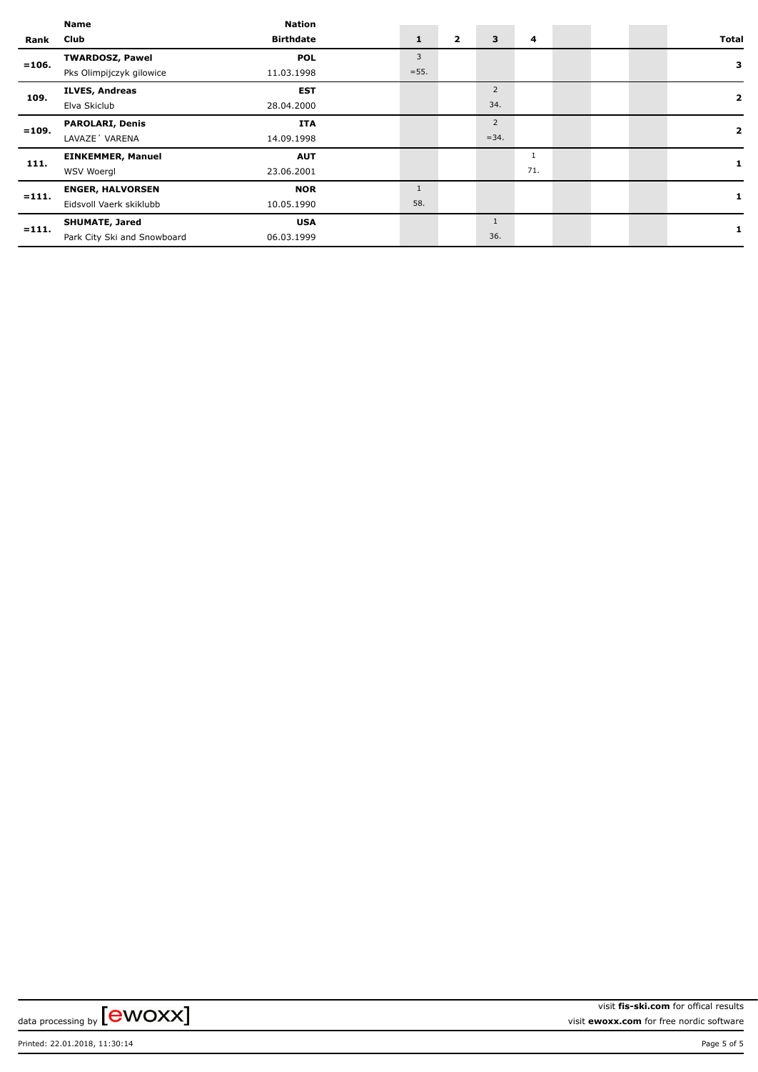| Rank | Name / Club | Nation / Birthdate | 1 | 2 | 3 | 4 | | | | Total |
|---|---|---|---|---|---|---|---|---|---|---|
| =106. | **TWARDOSZ, Pawel** | **POL** | 3 | | | | | | | **3** |
| | Pks Olimpijczyk gilowice | 11.03.1998 | =55. | | | | | | | |
| 109. | **ILVES, Andreas** | **EST** | | | 2 | | | | | **2** |
| | Elva Skiclub | 28.04.2000 | | | 34. | | | | | |
| =109. | **PAROLARI, Denis** | **ITA** | | | 2 | | | | | **2** |
| | LAVAZE´ VARENA | 14.09.1998 | | | =34. | | | | | |
| 111. | **EINKEMMER, Manuel** | **AUT** | | | | 1 | | | | **1** |
| | WSV Woergl | 23.06.2001 | | | | 71. | | | | |
| =111. | **ENGER, HALVORSEN** | **NOR** | 1 | | | | | | | **1** |
| | Eidsvoll Vaerk skiklubb | 10.05.1990 | 58. | | | | | | | |
| =111. | **SHUMATE, Jared** | **USA** | | | 1 | | | | | **1** |
| | Park City Ski and Snowboard | 06.03.1999 | | | 36. | | | | | |

data processing by [ewoxx]

visit **fis-ski.com** for offical results

visit **ewoxx.com** for free nordic software

Printed: 22.01.2018, 11:30:14